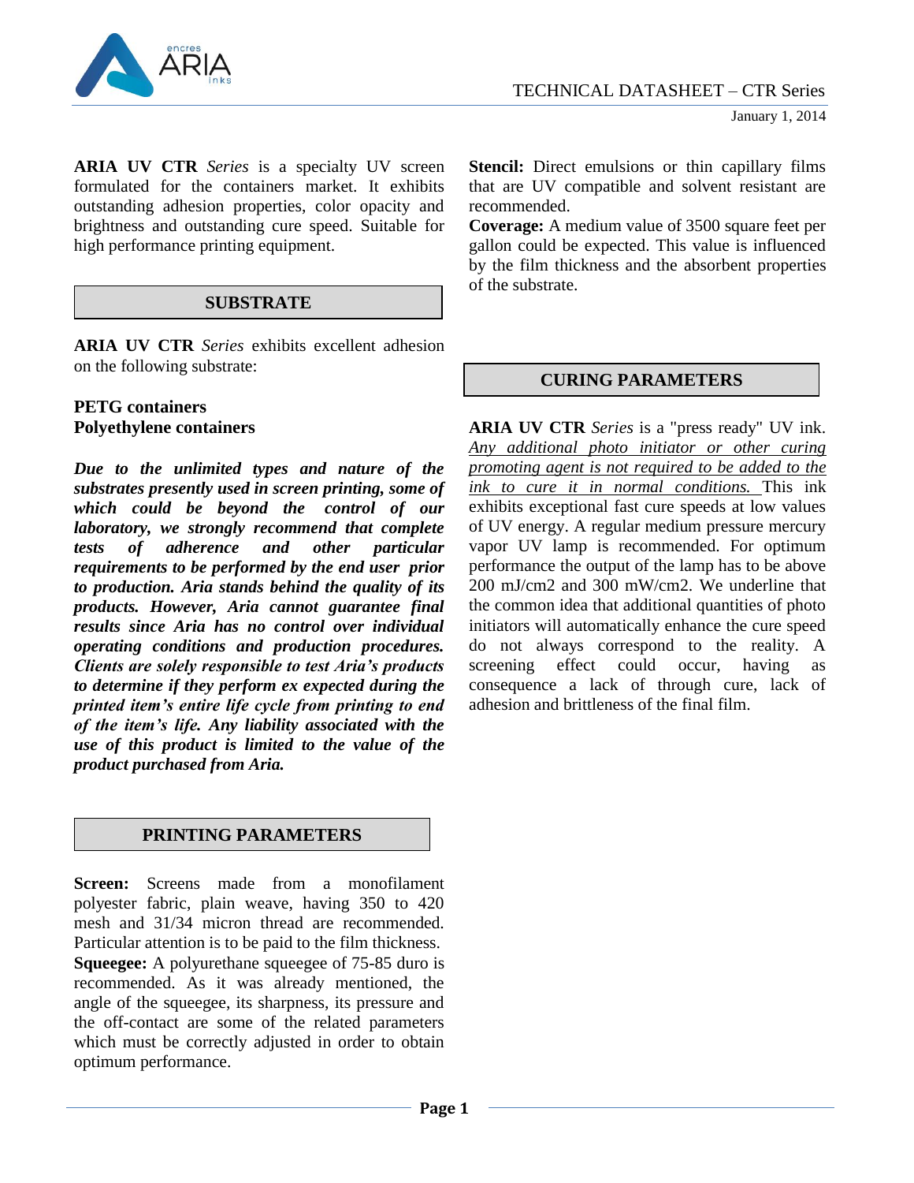# TECHNICAL DATASHEET – CTR Series

January 1, 2014

**ARIA UV CTR** *Series* is a specialty UV screen formulated for the containers market. It exhibits outstanding adhesion properties, color opacity and brightness and outstanding cure speed. Suitable for high performance printing equipment.

## SUBSTRATE

**ARIA UV CTR** *Series* exhibits excellent adhesion on the following substrate:

**PETG containers**
**Polyethylene containers**

***Due to the unlimited types and nature of the substrates presently used in screen printing, some of which could be beyond the control of our laboratory, we strongly recommend that complete tests of adherence and other particular requirements to be performed by the end user prior to production. Aria stands behind the quality of its products. However, Aria cannot guarantee final results since Aria has no control over individual operating conditions and production procedures. Clients are solely responsible to test Aria's products to determine if they perform ex expected during the printed item's entire life cycle from printing to end of the item's life. Any liability associated with the use of this product is limited to the value of the product purchased from Aria.***

## PRINTING PARAMETERS

**Screen:** Screens made from a monofilament polyester fabric, plain weave, having 350 to 420 mesh and 31/34 micron thread are recommended. Particular attention is to be paid to the film thickness.
**Squeegee:** A polyurethane squeegee of 75-85 duro is recommended. As it was already mentioned, the angle of the squeegee, its sharpness, its pressure and the off-contact are some of the related parameters which must be correctly adjusted in order to obtain optimum performance.
**Stencil:** Direct emulsions or thin capillary films that are UV compatible and solvent resistant are recommended.
**Coverage:** A medium value of 3500 square feet per gallon could be expected. This value is influenced by the film thickness and the absorbent properties of the substrate.

## CURING PARAMETERS

**ARIA UV CTR** *Series* is a "press ready" UV ink. *Any additional photo initiator or other curing promoting agent is not required to be added to the ink to cure it in normal conditions.* This ink exhibits exceptional fast cure speeds at low values of UV energy. A regular medium pressure mercury vapor UV lamp is recommended. For optimum performance the output of the lamp has to be above 200 mJ/cm2 and 300 mW/cm2. We underline that the common idea that additional quantities of photo initiators will automatically enhance the cure speed do not always correspond to the reality. A screening effect could occur, having as consequence a lack of through cure, lack of adhesion and brittleness of the final film.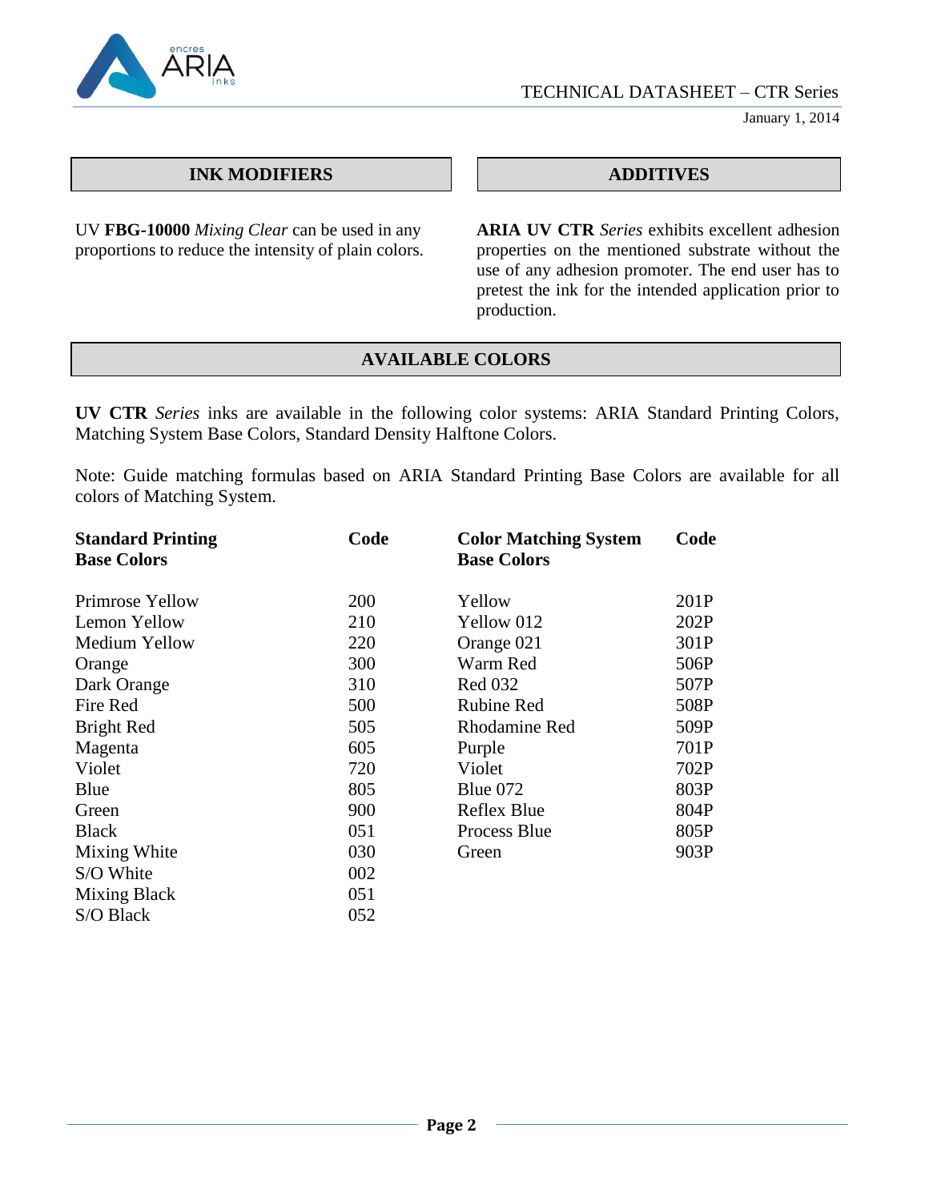## INK MODIFIERS

UV **FBG-10000** *Mixing Clear* can be used in any proportions to reduce the intensity of plain colors.

## ADDITIVES

**ARIA UV CTR** *Series* exhibits excellent adhesion properties on the mentioned substrate without the use of any adhesion promoter. The end user has to pretest the ink for the intended application prior to production.

## AVAILABLE COLORS

**UV CTR** *Series* inks are available in the following color systems: ARIA Standard Printing Colors, Matching System Base Colors, Standard Density Halftone Colors.

Note: Guide matching formulas based on ARIA Standard Printing Base Colors are available for all colors of Matching System.

| Standard Printing Base Colors | Code | Color Matching System Base Colors | Code |
|---|---|---|---|
| Primrose Yellow | 200 | Yellow | 201P |
| Lemon Yellow | 210 | Yellow 012 | 202P |
| Medium Yellow | 220 | Orange 021 | 301P |
| Orange | 300 | Warm Red | 506P |
| Dark Orange | 310 | Red 032 | 507P |
| Fire Red | 500 | Rubine Red | 508P |
| Bright Red | 505 | Rhodamine Red | 509P |
| Magenta | 605 | Purple | 701P |
| Violet | 720 | Violet | 702P |
| Blue | 805 | Blue 072 | 803P |
| Green | 900 | Reflex Blue | 804P |
| Black | 051 | Process Blue | 805P |
| Mixing White | 030 | Green | 903P |
| S/O White | 002 | | |
| Mixing Black | 051 | | |
| S/O Black | 052 | | |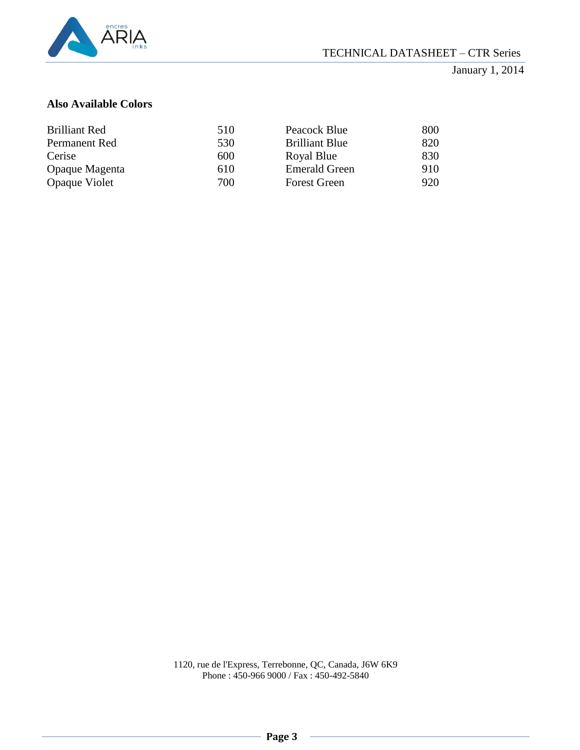**Also Available Colors**

| | | | |
|---|---|---|---|
| Brilliant Red | 510 | Peacock Blue | 800 |
| Permanent Red | 530 | Brilliant Blue | 820 |
| Cerise | 600 | Royal Blue | 830 |
| Opaque Magenta | 610 | Emerald Green | 910 |
| Opaque Violet | 700 | Forest Green | 920 |

1120, rue de l'Express, Terrebonne, QC, Canada, J6W 6K9
Phone : 450-966 9000 / Fax : 450-492-5840